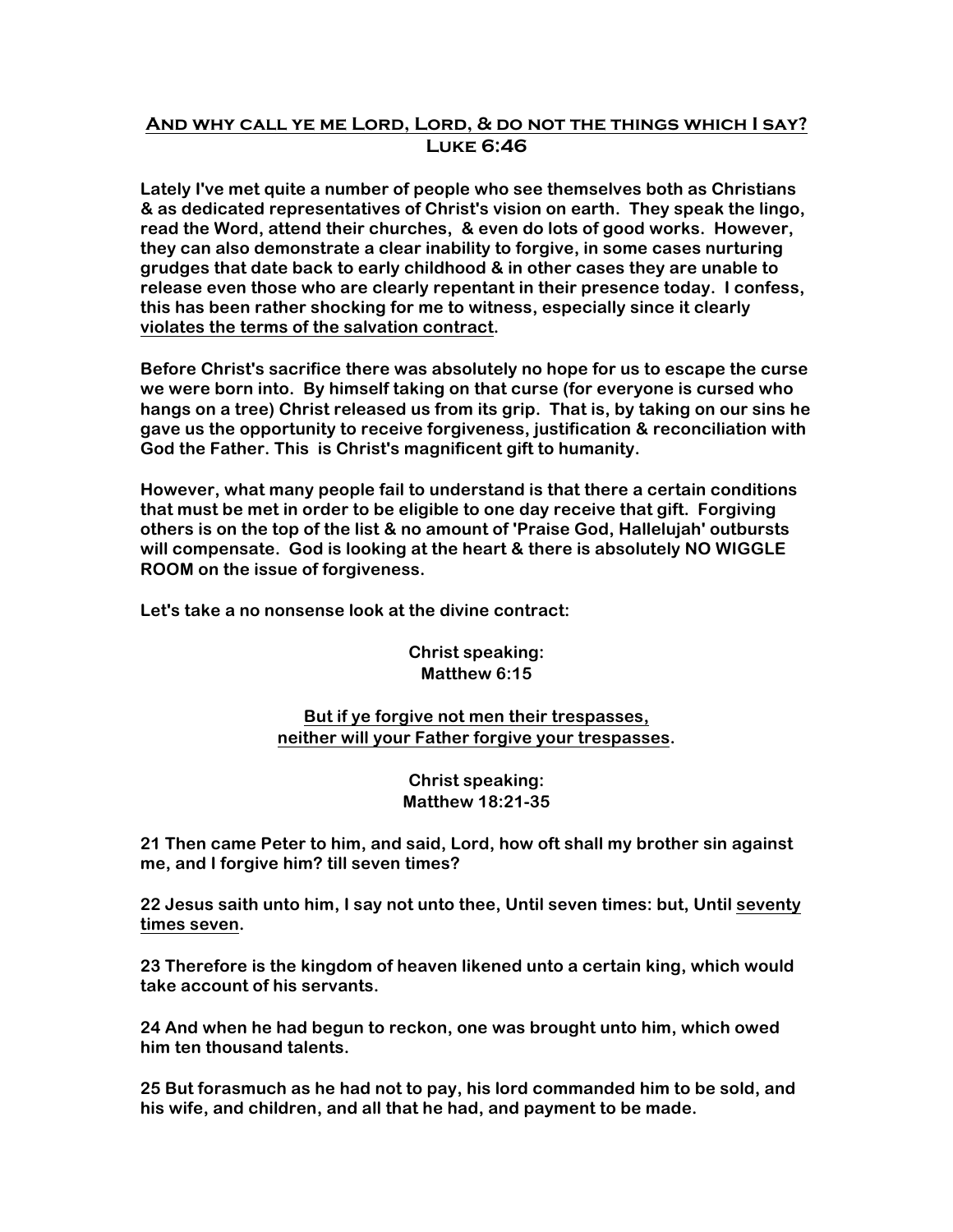## <u>And why call ye me Lord, Lord, & do not the things which I say?</u>
## <u>Luke 6:46</u>

**Lately I've met quite a number of people who see themselves both as Christians & as dedicated representatives of Christ's vision on earth. They speak the lingo, read the Word, attend their churches, & even do lots of good works. However, they can also demonstrate a clear inability to forgive, in some cases nurturing grudges that date back to early childhood & in other cases they are unable to release even those who are clearly repentant in their presence today. I confess, this has been rather shocking for me to witness, especially since it clearly <u>violates the terms of the salvation contract</u>.**

**Before Christ's sacrifice there was absolutely no hope for us to escape the curse we were born into. By himself taking on that curse (for everyone is cursed who hangs on a tree) Christ released us from its grip. That is, by taking on our sins he gave us the opportunity to receive forgiveness, justification & reconciliation with God the Father. This is Christ's magnificent gift to humanity.**

**However, what many people fail to understand is that there a certain conditions that must be met in order to be eligible to one day receive that gift. Forgiving others is on the top of the list & no amount of 'Praise God, Hallelujah' outbursts will compensate. God is looking at the heart & there is absolutely NO WIGGLE ROOM on the issue of forgiveness.**

**Let's take a no nonsense look at the divine contract:**

**Christ speaking:**
**Matthew 6:15**

**<u>But if ye forgive not men their trespasses,</u>**
**<u>neither will your Father forgive your trespasses</u>.**

**Christ speaking:**
**Matthew 18:21-35**

**21 Then came Peter to him, and said, Lord, how oft shall my brother sin against me, and I forgive him? till seven times?**

**22 Jesus saith unto him, I say not unto thee, Until seven times: but, Until <u>seventy times seven</u>.**

**23 Therefore is the kingdom of heaven likened unto a certain king, which would take account of his servants.**

**24 And when he had begun to reckon, one was brought unto him, which owed him ten thousand talents.**

**25 But forasmuch as he had not to pay, his lord commanded him to be sold, and his wife, and children, and all that he had, and payment to be made.**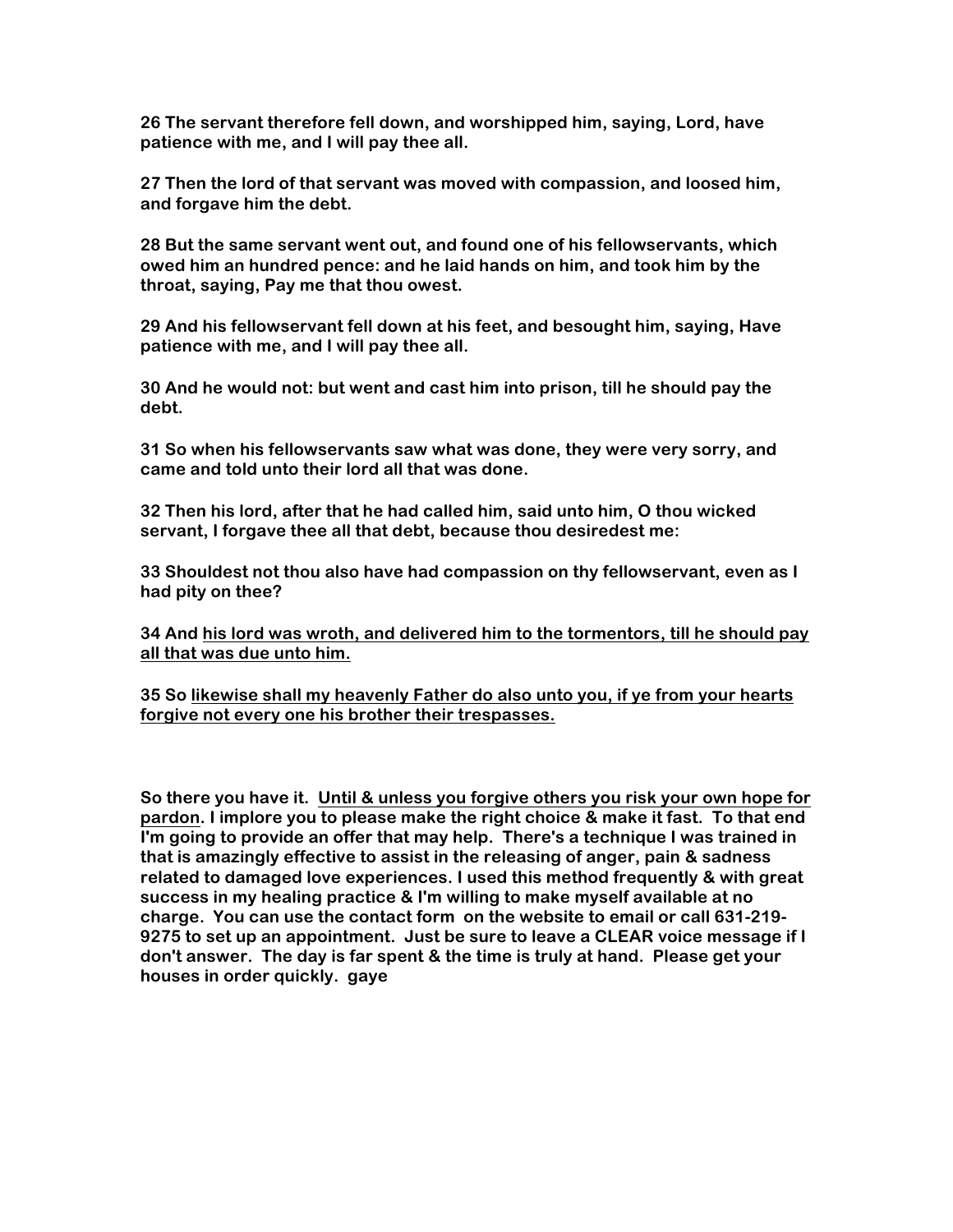**26 The servant therefore fell down, and worshipped him, saying, Lord, have patience with me, and I will pay thee all.**

**27 Then the lord of that servant was moved with compassion, and loosed him, and forgave him the debt.**

**28 But the same servant went out, and found one of his fellowservants, which owed him an hundred pence: and he laid hands on him, and took him by the throat, saying, Pay me that thou owest.**

**29 And his fellowservant fell down at his feet, and besought him, saying, Have patience with me, and I will pay thee all.**

**30 And he would not: but went and cast him into prison, till he should pay the debt.**

**31 So when his fellowservants saw what was done, they were very sorry, and came and told unto their lord all that was done.**

**32 Then his lord, after that he had called him, said unto him, O thou wicked servant, I forgave thee all that debt, because thou desiredest me:**

**33 Shouldest not thou also have had compassion on thy fellowservant, even as I had pity on thee?**

**34 And <u>his lord was wroth, and delivered him to the tormentors, till he should pay all that was due unto him.</u>**

**35 So <u>likewise shall my heavenly Father do also unto you, if ye from your hearts forgive not every one his brother their trespasses.</u>**

**So there you have it. <u>Until & unless you forgive others you risk your own hope for pardon</u>. I implore you to please make the right choice & make it fast. To that end I'm going to provide an offer that may help. There's a technique I was trained in that is amazingly effective to assist in the releasing of anger, pain & sadness related to damaged love experiences. I used this method frequently & with great success in my healing practice & I'm willing to make myself available at no charge. You can use the contact form on the website to email or call 631-219-9275 to set up an appointment. Just be sure to leave a CLEAR voice message if I don't answer. The day is far spent & the time is truly at hand. Please get your houses in order quickly. gaye**